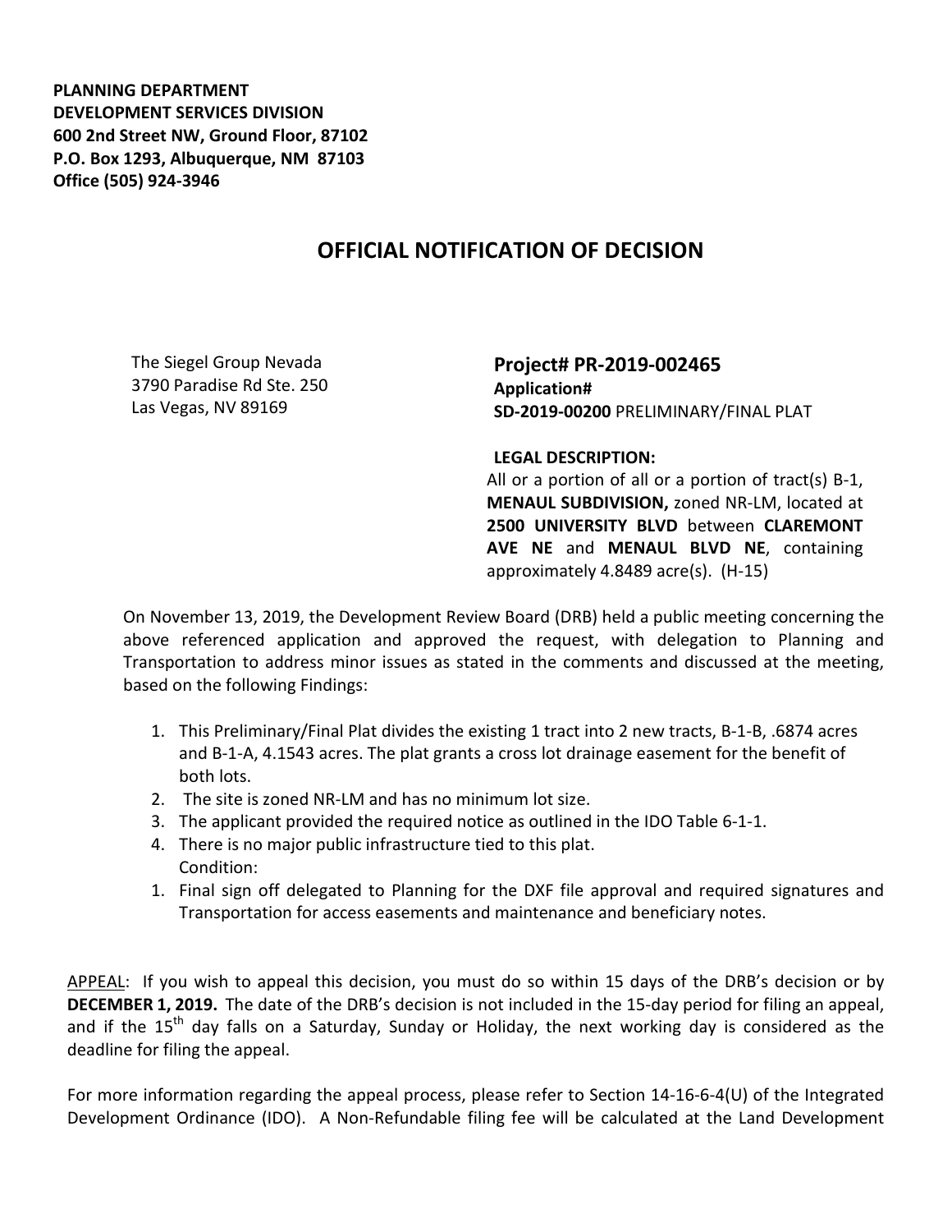**PLANNING DEPARTMENT**
**DEVELOPMENT SERVICES DIVISION**
**600 2nd Street NW, Ground Floor, 87102**
**P.O. Box 1293, Albuquerque, NM 87103**
**Office (505) 924-3946**

# OFFICIAL NOTIFICATION OF DECISION

The Siegel Group Nevada
3790 Paradise Rd Ste. 250
Las Vegas, NV 89169

**Project# PR-2019-002465**
**Application#**
**SD-2019-00200** PRELIMINARY/FINAL PLAT

**LEGAL DESCRIPTION:**
All or a portion of all or a portion of tract(s) B-1, **MENAUL SUBDIVISION,** zoned NR-LM, located at **2500 UNIVERSITY BLVD** between **CLAREMONT AVE NE** and **MENAUL BLVD NE**, containing approximately 4.8489 acre(s). (H-15)

On November 13, 2019, the Development Review Board (DRB) held a public meeting concerning the above referenced application and approved the request, with delegation to Planning and Transportation to address minor issues as stated in the comments and discussed at the meeting, based on the following Findings:

1. This Preliminary/Final Plat divides the existing 1 tract into 2 new tracts, B-1-B, .6874 acres and B-1-A, 4.1543 acres. The plat grants a cross lot drainage easement for the benefit of both lots.
2. The site is zoned NR-LM and has no minimum lot size.
3. The applicant provided the required notice as outlined in the IDO Table 6-1-1.
4. There is no major public infrastructure tied to this plat.

Condition:

1. Final sign off delegated to Planning for the DXF file approval and required signatures and Transportation for access easements and maintenance and beneficiary notes.

APPEAL: If you wish to appeal this decision, you must do so within 15 days of the DRB's decision or by **DECEMBER 1, 2019.** The date of the DRB's decision is not included in the 15-day period for filing an appeal, and if the 15th day falls on a Saturday, Sunday or Holiday, the next working day is considered as the deadline for filing the appeal.

For more information regarding the appeal process, please refer to Section 14-16-6-4(U) of the Integrated Development Ordinance (IDO). A Non-Refundable filing fee will be calculated at the Land Development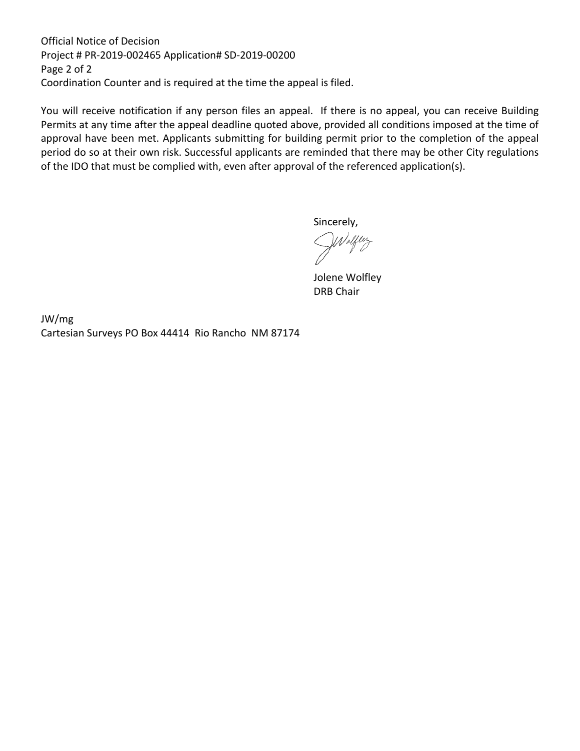Coordination Counter and is required at the time the appeal is filed.

You will receive notification if any person files an appeal. If there is no appeal, you can receive Building Permits at any time after the appeal deadline quoted above, provided all conditions imposed at the time of approval have been met. Applicants submitting for building permit prior to the completion of the appeal period do so at their own risk. Successful applicants are reminded that there may be other City regulations of the IDO that must be complied with, even after approval of the referenced application(s).

Sincerely,

Jolene Wolfley
DRB Chair

JW/mg
Cartesian Surveys PO Box 44414 Rio Rancho NM 87174